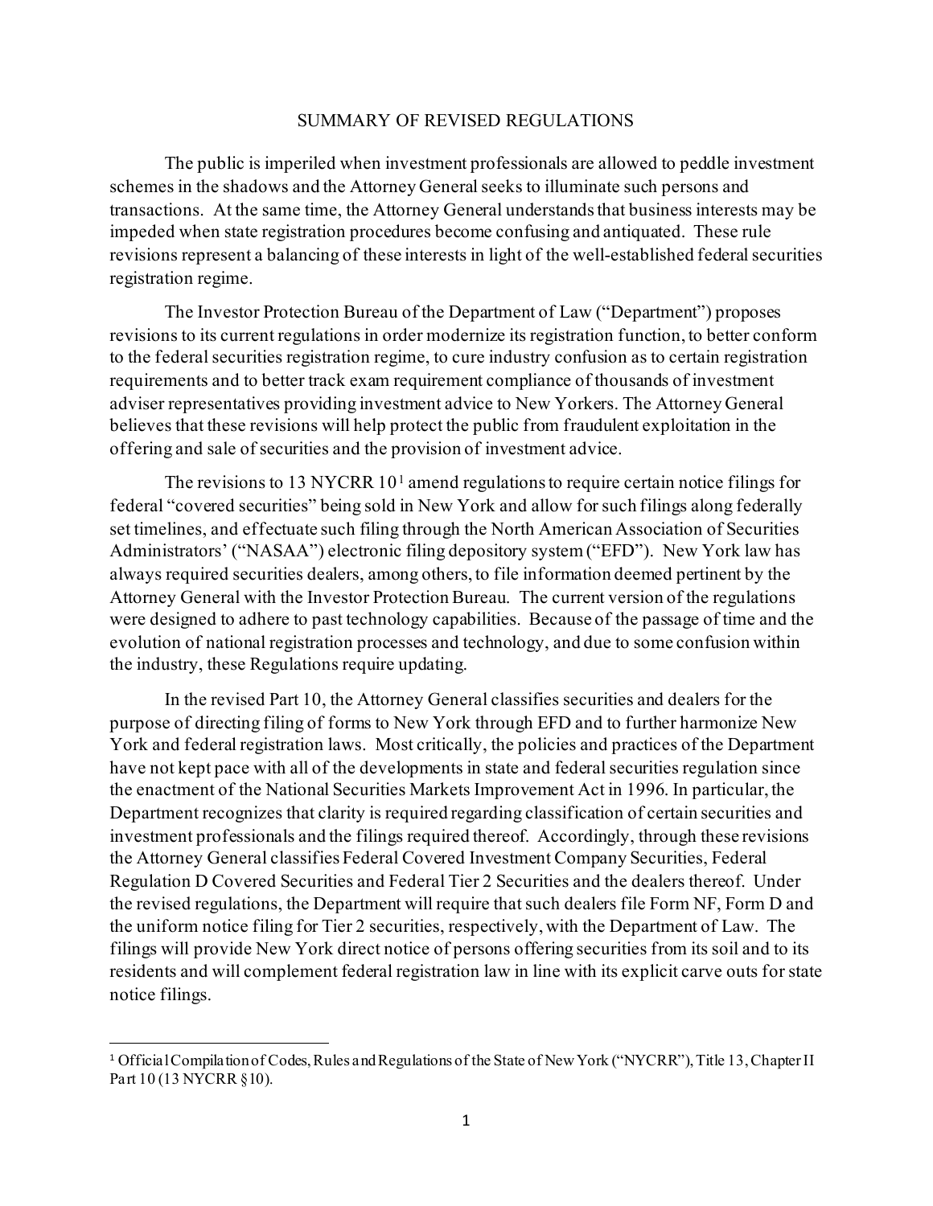# SUMMARY OF REVISED REGULATIONS

The public is imperiled when investment professionals are allowed to peddle investment schemes in the shadows and the Attorney General seeks to illuminate such persons and transactions. At the same time, the Attorney General understands that business interests may be impeded when state registration procedures become confusing and antiquated. These rule revisions represent a balancing of these interests in light of the well-established federal securities registration regime.

The Investor Protection Bureau of the Department of Law ("Department") proposes revisions to its current regulations in order modernize its registration function, to better conform to the federal securities registration regime, to cure industry confusion as to certain registration requirements and to better track exam requirement compliance of thousands of investment adviser representatives providing investment advice to New Yorkers. The Attorney General believes that these revisions will help protect the public from fraudulent exploitation in the offering and sale of securities and the provision of investment advice.

The revisions to 13 NYCRR 10[1] amend regulations to require certain notice filings for federal "covered securities" being sold in New York and allow for such filings along federally set timelines, and effectuate such filing through the North American Association of Securities Administrators' ("NASAA") electronic filing depository system ("EFD"). New York law has always required securities dealers, among others, to file information deemed pertinent by the Attorney General with the Investor Protection Bureau. The current version of the regulations were designed to adhere to past technology capabilities. Because of the passage of time and the evolution of national registration processes and technology, and due to some confusion within the industry, these Regulations require updating.

In the revised Part 10, the Attorney General classifies securities and dealers for the purpose of directing filing of forms to New York through EFD and to further harmonize New York and federal registration laws. Most critically, the policies and practices of the Department have not kept pace with all of the developments in state and federal securities regulation since the enactment of the National Securities Markets Improvement Act in 1996. In particular, the Department recognizes that clarity is required regarding classification of certain securities and investment professionals and the filings required thereof. Accordingly, through these revisions the Attorney General classifies Federal Covered Investment Company Securities, Federal Regulation D Covered Securities and Federal Tier 2 Securities and the dealers thereof. Under the revised regulations, the Department will require that such dealers file Form NF, Form D and the uniform notice filing for Tier 2 securities, respectively, with the Department of Law. The filings will provide New York direct notice of persons offering securities from its soil and to its residents and will complement federal registration law in line with its explicit carve outs for state notice filings.

---

[1] Official Compilation of Codes, Rules and Regulations of the State of New York ("NYCRR"), Title 13, Chapter II Part 10 (13 NYCRR §10).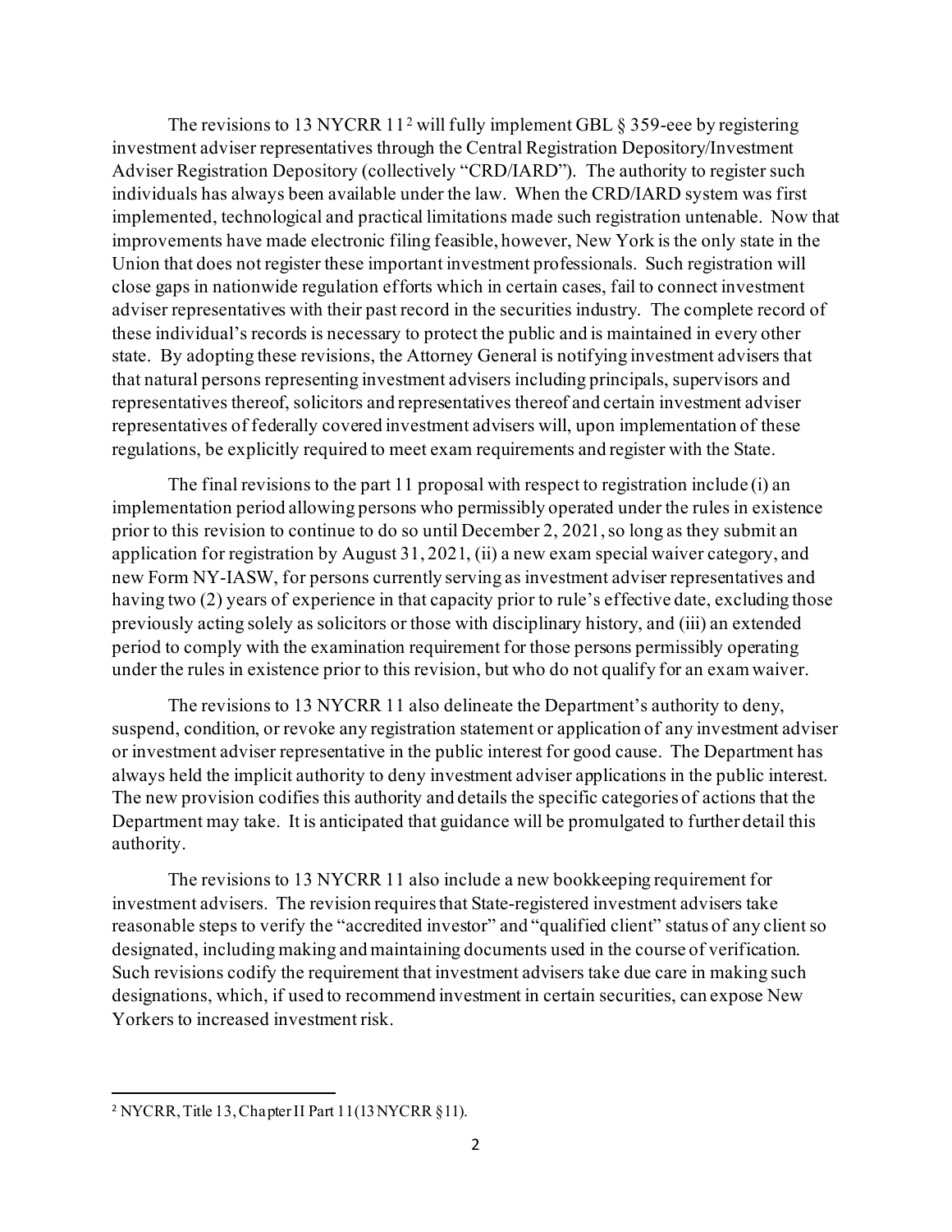The revisions to 13 NYCRR 11[2] will fully implement GBL § 359-eee by registering investment adviser representatives through the Central Registration Depository/Investment Adviser Registration Depository (collectively "CRD/IARD"). The authority to register such individuals has always been available under the law. When the CRD/IARD system was first implemented, technological and practical limitations made such registration untenable. Now that improvements have made electronic filing feasible, however, New York is the only state in the Union that does not register these important investment professionals. Such registration will close gaps in nationwide regulation efforts which in certain cases, fail to connect investment adviser representatives with their past record in the securities industry. The complete record of these individual's records is necessary to protect the public and is maintained in every other state. By adopting these revisions, the Attorney General is notifying investment advisers that that natural persons representing investment advisers including principals, supervisors and representatives thereof, solicitors and representatives thereof and certain investment adviser representatives of federally covered investment advisers will, upon implementation of these regulations, be explicitly required to meet exam requirements and register with the State.

The final revisions to the part 11 proposal with respect to registration include (i) an implementation period allowing persons who permissibly operated under the rules in existence prior to this revision to continue to do so until December 2, 2021, so long as they submit an application for registration by August 31, 2021, (ii) a new exam special waiver category, and new Form NY-IASW, for persons currently serving as investment adviser representatives and having two (2) years of experience in that capacity prior to rule's effective date, excluding those previously acting solely as solicitors or those with disciplinary history, and (iii) an extended period to comply with the examination requirement for those persons permissibly operating under the rules in existence prior to this revision, but who do not qualify for an exam waiver.

The revisions to 13 NYCRR 11 also delineate the Department's authority to deny, suspend, condition, or revoke any registration statement or application of any investment adviser or investment adviser representative in the public interest for good cause. The Department has always held the implicit authority to deny investment adviser applications in the public interest. The new provision codifies this authority and details the specific categories of actions that the Department may take. It is anticipated that guidance will be promulgated to further detail this authority.

The revisions to 13 NYCRR 11 also include a new bookkeeping requirement for investment advisers. The revision requires that State-registered investment advisers take reasonable steps to verify the "accredited investor" and "qualified client" status of any client so designated, including making and maintaining documents used in the course of verification. Such revisions codify the requirement that investment advisers take due care in making such designations, which, if used to recommend investment in certain securities, can expose New Yorkers to increased investment risk.

---

[2] NYCRR, Title 13, Chapter II Part 11 (13 NYCRR §11).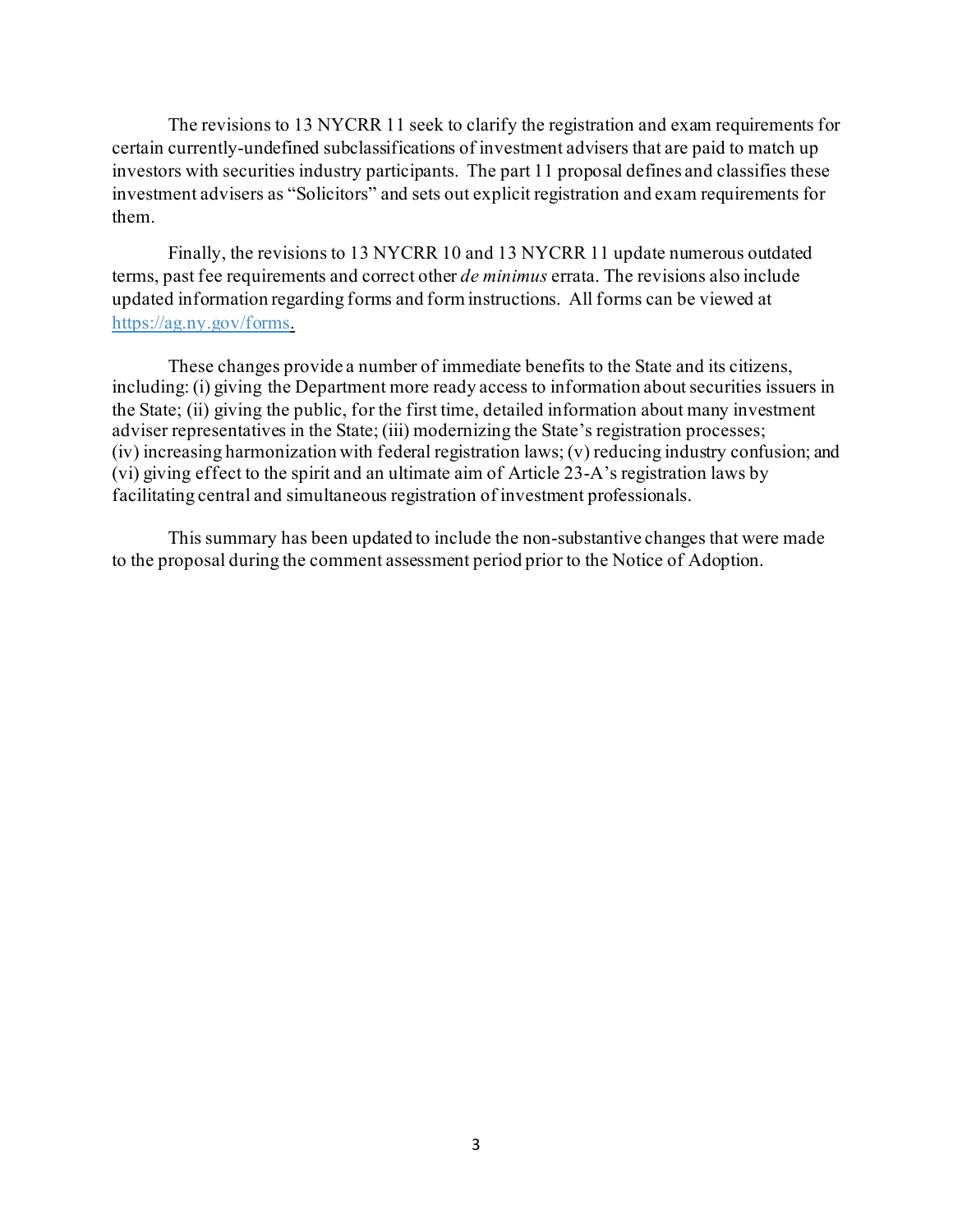The revisions to 13 NYCRR 11 seek to clarify the registration and exam requirements for certain currently-undefined subclassifications of investment advisers that are paid to match up investors with securities industry participants. The part 11 proposal defines and classifies these investment advisers as "Solicitors" and sets out explicit registration and exam requirements for them.

Finally, the revisions to 13 NYCRR 10 and 13 NYCRR 11 update numerous outdated terms, past fee requirements and correct other *de minimus* errata. The revisions also include updated information regarding forms and form instructions. All forms can be viewed at https://ag.ny.gov/forms.

These changes provide a number of immediate benefits to the State and its citizens, including: (i) giving the Department more ready access to information about securities issuers in the State; (ii) giving the public, for the first time, detailed information about many investment adviser representatives in the State; (iii) modernizing the State's registration processes; (iv) increasing harmonization with federal registration laws; (v) reducing industry confusion; and (vi) giving effect to the spirit and an ultimate aim of Article 23-A's registration laws by facilitating central and simultaneous registration of investment professionals.

This summary has been updated to include the non-substantive changes that were made to the proposal during the comment assessment period prior to the Notice of Adoption.